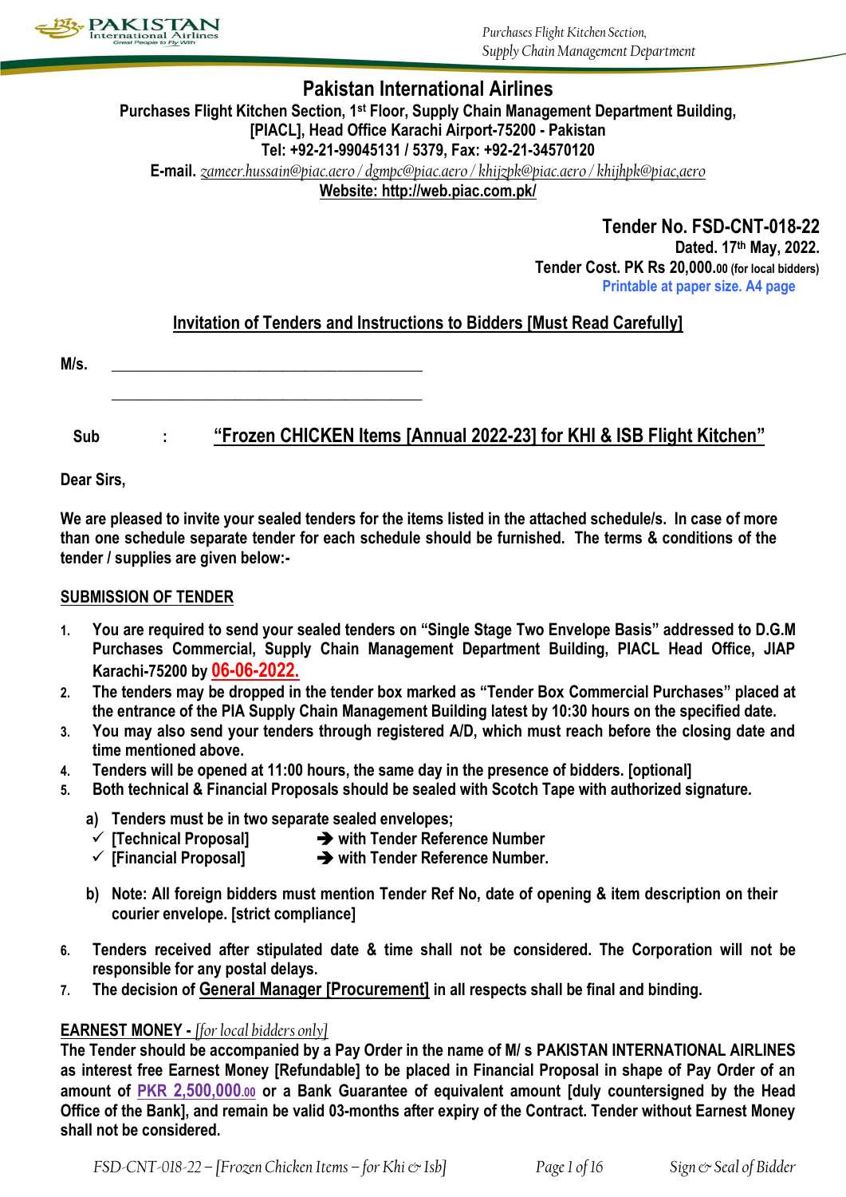# Pakistan International Airlines

**Purchases Flight Kitchen Section, 1st Floor, Supply Chain Management Department Building, [PIACL], Head Office Karachi Airport-75200 - Pakistan**
**Tel: +92-21-99045131 / 5379, Fax: +92-21-34570120**
**E-mail.** zameer.hussain@piac.aero / dgmpc@piac.aero / khijzpk@piac.aero / khijhpk@piac,aero
**Website: http://web.piac.com.pk/**

**Tender No. FSD-CNT-018-22**
**Dated. 17th May, 2022.**
**Tender Cost. PK Rs 20,000.00 (for local bidders)**
Printable at paper size. A4 page

## Invitation of Tenders and Instructions to Bidders [Must Read Carefully]

**M/s.** ______________________________________

______________________________________

**Sub : "Frozen CHICKEN Items [Annual 2022-23] for KHI & ISB Flight Kitchen"**

**Dear Sirs,**

**We are pleased to invite your sealed tenders for the items listed in the attached schedule/s. In case of more than one schedule separate tender for each schedule should be furnished. The terms & conditions of the tender / supplies are given below:-**

### SUBMISSION OF TENDER

1. **You are required to send your sealed tenders on "Single Stage Two Envelope Basis" addressed to D.G.M Purchases Commercial, Supply Chain Management Department Building, PIACL Head Office, JIAP Karachi-75200 by 06-06-2022.**
2. **The tenders may be dropped in the tender box marked as "Tender Box Commercial Purchases" placed at the entrance of the PIA Supply Chain Management Building latest by 10:30 hours on the specified date.**
3. **You may also send your tenders through registered A/D, which must reach before the closing date and time mentioned above.**
4. **Tenders will be opened at 11:00 hours, the same day in the presence of bidders. [optional]**
5. **Both technical & Financial Proposals should be sealed with Scotch Tape with authorized signature.**

   a) **Tenders must be in two separate sealed envelopes;**
      - ✓ **[Technical Proposal]** ➔ **with Tender Reference Number**
      - ✓ **[Financial Proposal]** ➔ **with Tender Reference Number.**

   b) **Note: All foreign bidders must mention Tender Ref No, date of opening & item description on their courier envelope. [strict compliance]**

6. **Tenders received after stipulated date & time shall not be considered. The Corporation will not be responsible for any postal delays.**
7. **The decision of General Manager [Procurement] in all respects shall be final and binding.**

### EARNEST MONEY - *[for local bidders only]*

**The Tender should be accompanied by a Pay Order in the name of M/ s PAKISTAN INTERNATIONAL AIRLINES as interest free Earnest Money [Refundable] to be placed in Financial Proposal in shape of Pay Order of an amount of PKR 2,500,000.00 or a Bank Guarantee of equivalent amount [duly countersigned by the Head Office of the Bank], and remain be valid 03-months after expiry of the Contract. Tender without Earnest Money shall not be considered.**

*FSD-CNT-018-22 – [Frozen Chicken Items – for Khi & Isb]* *Sign & Seal of Bidder*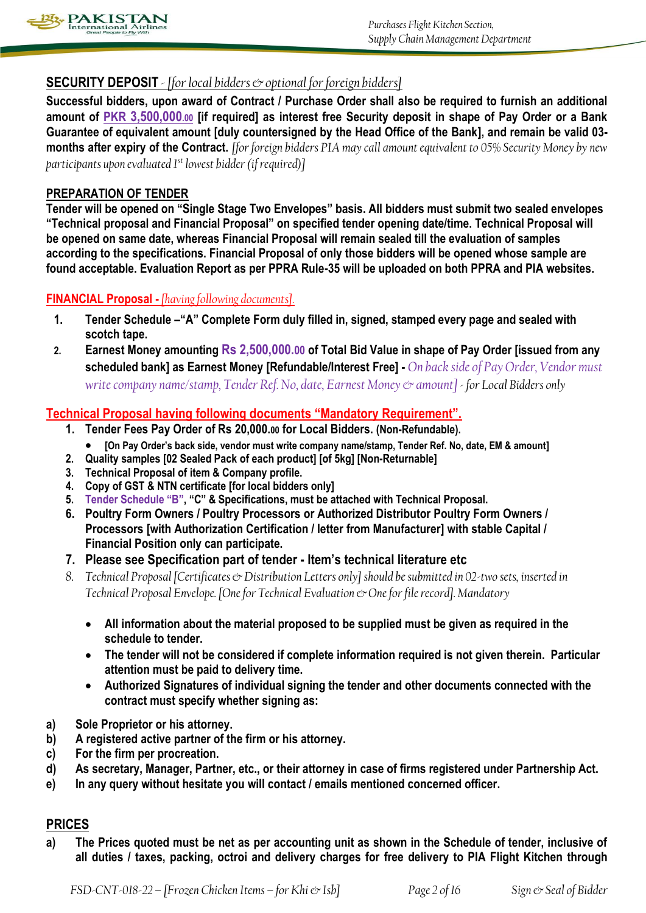**SECURITY DEPOSIT** - *[for local bidders & optional for foreign bidders]*

**Successful bidders, upon award of Contract / Purchase Order shall also be required to furnish an additional amount of PKR 3,500,000.00 [if required] as interest free Security deposit in shape of Pay Order or a Bank Guarantee of equivalent amount [duly countersigned by the Head Office of the Bank], and remain be valid 03-months after expiry of the Contract.** *[for foreign bidders PIA may call amount equivalent to 05% Security Money by new participants upon evaluated 1st lowest bidder (if required)]*

**PREPARATION OF TENDER**

**Tender will be opened on "Single Stage Two Envelopes" basis. All bidders must submit two sealed envelopes "Technical proposal and Financial Proposal" on specified tender opening date/time. Technical Proposal will be opened on same date, whereas Financial Proposal will remain sealed till the evaluation of samples according to the specifications. Financial Proposal of only those bidders will be opened whose sample are found acceptable. Evaluation Report as per PPRA Rule-35 will be uploaded on both PPRA and PIA websites.**

**FINANCIAL Proposal** - *[having following documents].*

1. **Tender Schedule –"A" Complete Form duly filled in, signed, stamped every page and sealed with scotch tape.**
2. **Earnest Money amounting Rs 2,500,000.00 of Total Bid Value in shape of Pay Order [issued from any scheduled bank] as Earnest Money [Refundable/Interest Free]** - *On back side of Pay Order, Vendor must write company name/stamp, Tender Ref. No, date, Earnest Money & amount] - for Local Bidders only*

**Technical Proposal having following documents "Mandatory Requirement".**

1. **Tender Fees Pay Order of Rs 20,000.00 for Local Bidders. (Non-Refundable).**
   - **[On Pay Order's back side, vendor must write company name/stamp, Tender Ref. No, date, EM & amount]**
2. **Quality samples [02 Sealed Pack of each product] [of 5kg] [Non-Returnable]**
3. **Technical Proposal of item & Company profile.**
4. **Copy of GST & NTN certificate [for local bidders only]**
5. **Tender Schedule "B", "C" & Specifications, must be attached with Technical Proposal.**
6. **Poultry Form Owners / Poultry Processors or Authorized Distributor Poultry Form Owners / Processors [with Authorization Certification / letter from Manufacturer] with stable Capital / Financial Position only can participate.**
7. **Please see Specification part of tender - Item's technical literature etc**
8. *Technical Proposal [Certificates & Distribution Letters only] should be submitted in 02-two sets, inserted in Technical Proposal Envelope. [One for Technical Evaluation & One for file record]. Mandatory*

- **All information about the material proposed to be supplied must be given as required in the schedule to tender.**
- **The tender will not be considered if complete information required is not given therein. Particular attention must be paid to delivery time.**
- **Authorized Signatures of individual signing the tender and other documents connected with the contract must specify whether signing as:**

a) **Sole Proprietor or his attorney.**
b) **A registered active partner of the firm or his attorney.**
c) **For the firm per procreation.**
d) **As secretary, Manager, Partner, etc., or their attorney in case of firms registered under Partnership Act.**
e) **In any query without hesitate you will contact / emails mentioned concerned officer.**

**PRICES**

a) **The Prices quoted must be net as per accounting unit as shown in the Schedule of tender, inclusive of all duties / taxes, packing, octroi and delivery charges for free delivery to PIA Flight Kitchen through**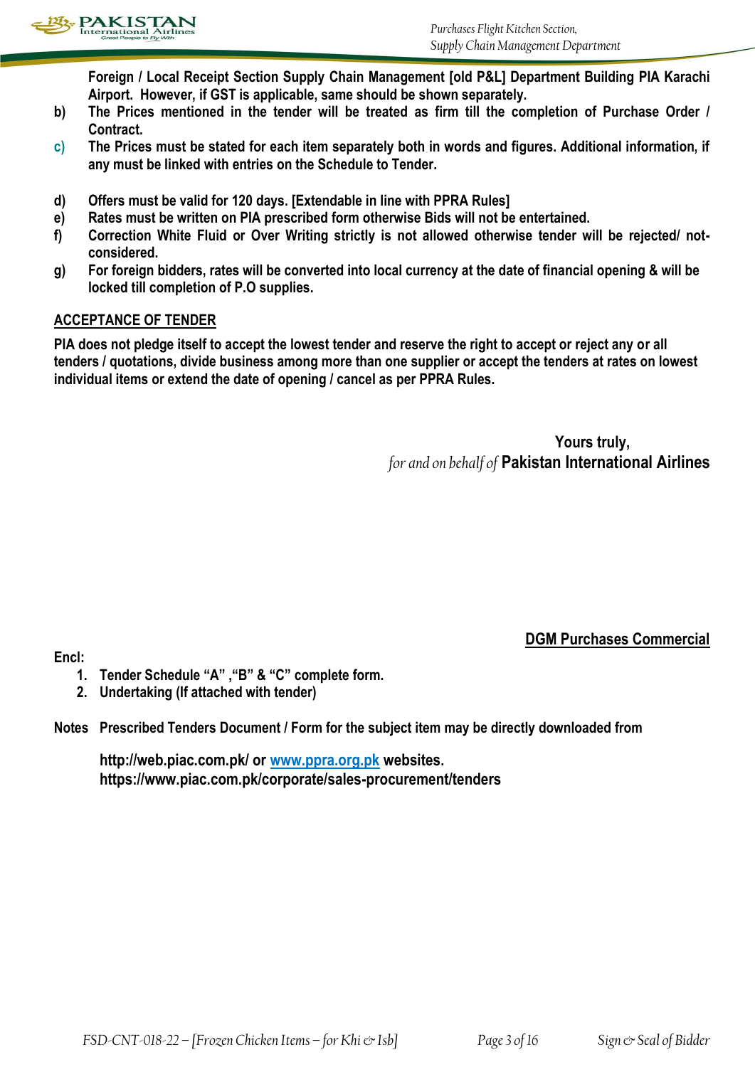**Foreign / Local Receipt Section Supply Chain Management [old P&L] Department Building PIA Karachi Airport. However, if GST is applicable, same should be shown separately.**

**b)** **The Prices mentioned in the tender will be treated as firm till the completion of Purchase Order / Contract.**

**c)** **The Prices must be stated for each item separately both in words and figures. Additional information, if any must be linked with entries on the Schedule to Tender.**

**d)** **Offers must be valid for 120 days. [Extendable in line with PPRA Rules]**

**e)** **Rates must be written on PIA prescribed form otherwise Bids will not be entertained.**

**f)** **Correction White Fluid or Over Writing strictly is not allowed otherwise tender will be rejected/ not-considered.**

**g)** **For foreign bidders, rates will be converted into local currency at the date of financial opening & will be locked till completion of P.O supplies.**

**ACCEPTANCE OF TENDER**

**PIA does not pledge itself to accept the lowest tender and reserve the right to accept or reject any or all tenders / quotations, divide business among more than one supplier or accept the tenders at rates on lowest individual items or extend the date of opening / cancel as per PPRA Rules.**

**Yours truly,**

*for and on behalf of* **Pakistan International Airlines**

**DGM Purchases Commercial**

**Encl:**

1. **Tender Schedule "A" ,"B" & "C" complete form.**
2. **Undertaking (If attached with tender)**

**Notes** **Prescribed Tenders Document / Form for the subject item may be directly downloaded from**

**http://web.piac.com.pk/ or www.ppra.org.pk websites.**
**https://www.piac.com.pk/corporate/sales-procurement/tenders**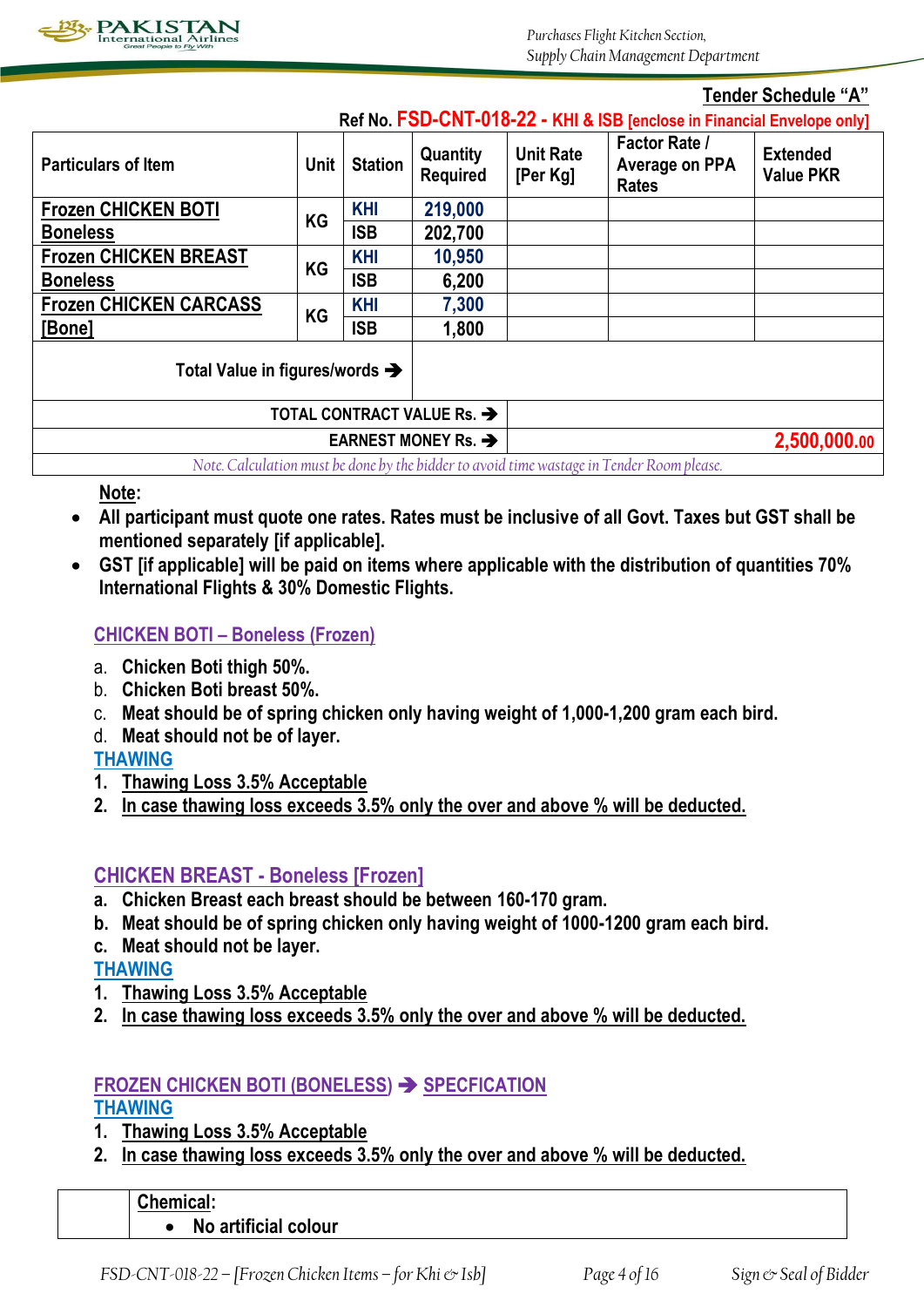Purchases Flight Kitchen Section,
Supply Chain Management Department

## Tender Schedule "A"

**Ref No. FSD-CNT-018-22 - KHI & ISB [enclose in Financial Envelope only]**

| Particulars of Item | Unit | Station | Quantity Required | Unit Rate [Per Kg] | Factor Rate / Average on PPA Rates | Extended Value PKR |
|---|---|---|---|---|---|---|
| Frozen CHICKEN BOTI Boneless | KG | KHI | 219,000 | | | |
| | | ISB | 202,700 | | | |
| Frozen CHICKEN BREAST Boneless | KG | KHI | 10,950 | | | |
| | | ISB | 6,200 | | | |
| Frozen CHICKEN CARCASS [Bone] | KG | KHI | 7,300 | | | |
| | | ISB | 1,800 | | | |
| Total Value in figures/words ➔ | | | | | | |
| TOTAL CONTRACT VALUE Rs. ➔ | | | | | | |
| EARNEST MONEY Rs. ➔ | | | | | | 2,500,000.00 |

*Note. Calculation must be done by the bidder to avoid time wastage in Tender Room please.*

**Note:**

- **All participant must quote one rates. Rates must be inclusive of all Govt. Taxes but GST shall be mentioned separately [if applicable].**
- **GST [if applicable] will be paid on items where applicable with the distribution of quantities 70% International Flights & 30% Domestic Flights.**

### CHICKEN BOTI – Boneless (Frozen)

a. **Chicken Boti thigh 50%.**
b. **Chicken Boti breast 50%.**
c. **Meat should be of spring chicken only having weight of 1,000-1,200 gram each bird.**
d. **Meat should not be of layer.**

**THAWING**

1. **Thawing Loss 3.5% Acceptable**
2. **In case thawing loss exceeds 3.5% only the over and above % will be deducted.**

### CHICKEN BREAST - Boneless [Frozen]

a. **Chicken Breast each breast should be between 160-170 gram.**
b. **Meat should be of spring chicken only having weight of 1000-1200 gram each bird.**
c. **Meat should not be layer.**

**THAWING**

1. **Thawing Loss 3.5% Acceptable**
2. **In case thawing loss exceeds 3.5% only the over and above % will be deducted.**

### FROZEN CHICKEN BOTI (BONELESS) ➔ SPECFICATION

**THAWING**

1. **Thawing Loss 3.5% Acceptable**
2. **In case thawing loss exceeds 3.5% only the over and above % will be deducted.**

| | **Chemical:**<br>• No artificial colour |
|---|---|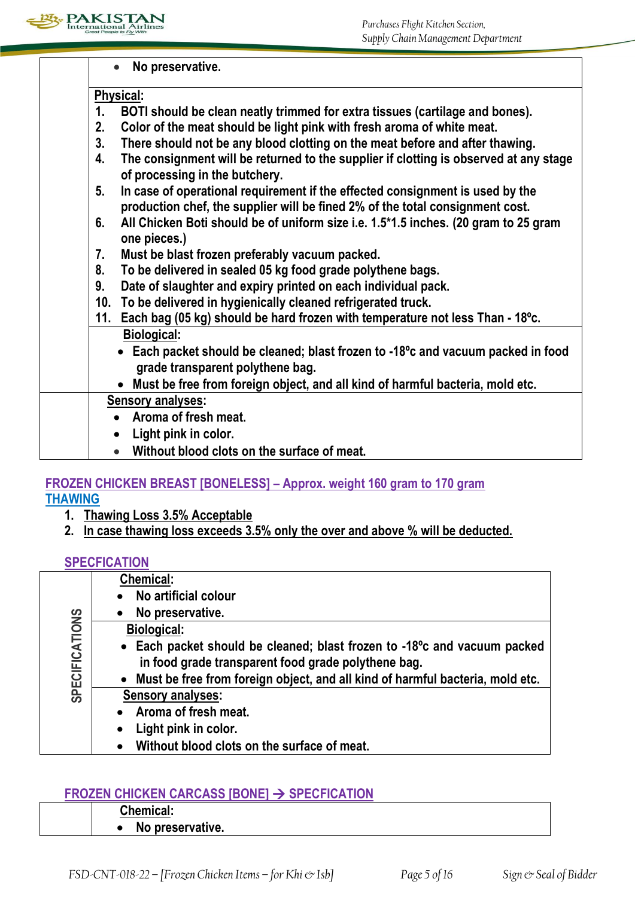| | |
|---|---|
| | • No preservative. |
| | **Physical:**<br>1. BOTI should be clean neatly trimmed for extra tissues (cartilage and bones).<br>2. Color of the meat should be light pink with fresh aroma of white meat.<br>3. There should not be any blood clotting on the meat before and after thawing.<br>4. The consignment will be returned to the supplier if clotting is observed at any stage of processing in the butchery.<br>5. In case of operational requirement if the effected consignment is used by the production chef, the supplier will be fined 2% of the total consignment cost.<br>6. All Chicken Boti should be of uniform size i.e. 1.5*1.5 inches. (20 gram to 25 gram one pieces.)<br>7. Must be blast frozen preferably vacuum packed.<br>8. To be delivered in sealed 05 kg food grade polythene bags.<br>9. Date of slaughter and expiry printed on each individual pack.<br>10. To be delivered in hygienically cleaned refrigerated truck.<br>11. Each bag (05 kg) should be hard frozen with temperature not less Than - 18ºc. |
| | **Biological:**<br>• Each packet should be cleaned; blast frozen to -18ºc and vacuum packed in food grade transparent polythene bag.<br>• Must be free from foreign object, and all kind of harmful bacteria, mold etc. |
| | **Sensory analyses:**<br>• Aroma of fresh meat.<br>• Light pink in color.<br>• Without blood clots on the surface of meat. |

## FROZEN CHICKEN BREAST [BONELESS] – Approx. weight 160 gram to 170 gram

### THAWING

1. Thawing Loss 3.5% Acceptable
2. In case thawing loss exceeds 3.5% only the over and above % will be deducted.

### SPECFICATION

| | |
|---|---|
| SPECIFICATIONS | **Chemical:**<br>• No artificial colour<br>• No preservative. |
| | **Biological:**<br>• Each packet should be cleaned; blast frozen to -18ºc and vacuum packed in food grade transparent food grade polythene bag.<br>• Must be free from foreign object, and all kind of harmful bacteria, mold etc. |
| | **Sensory analyses:**<br>• Aroma of fresh meat.<br>• Light pink in color.<br>• Without blood clots on the surface of meat. |

## FROZEN CHICKEN CARCASS [BONE] → SPECFICATION

| | |
|---|---|
| | **Chemical:**<br>• No preservative. |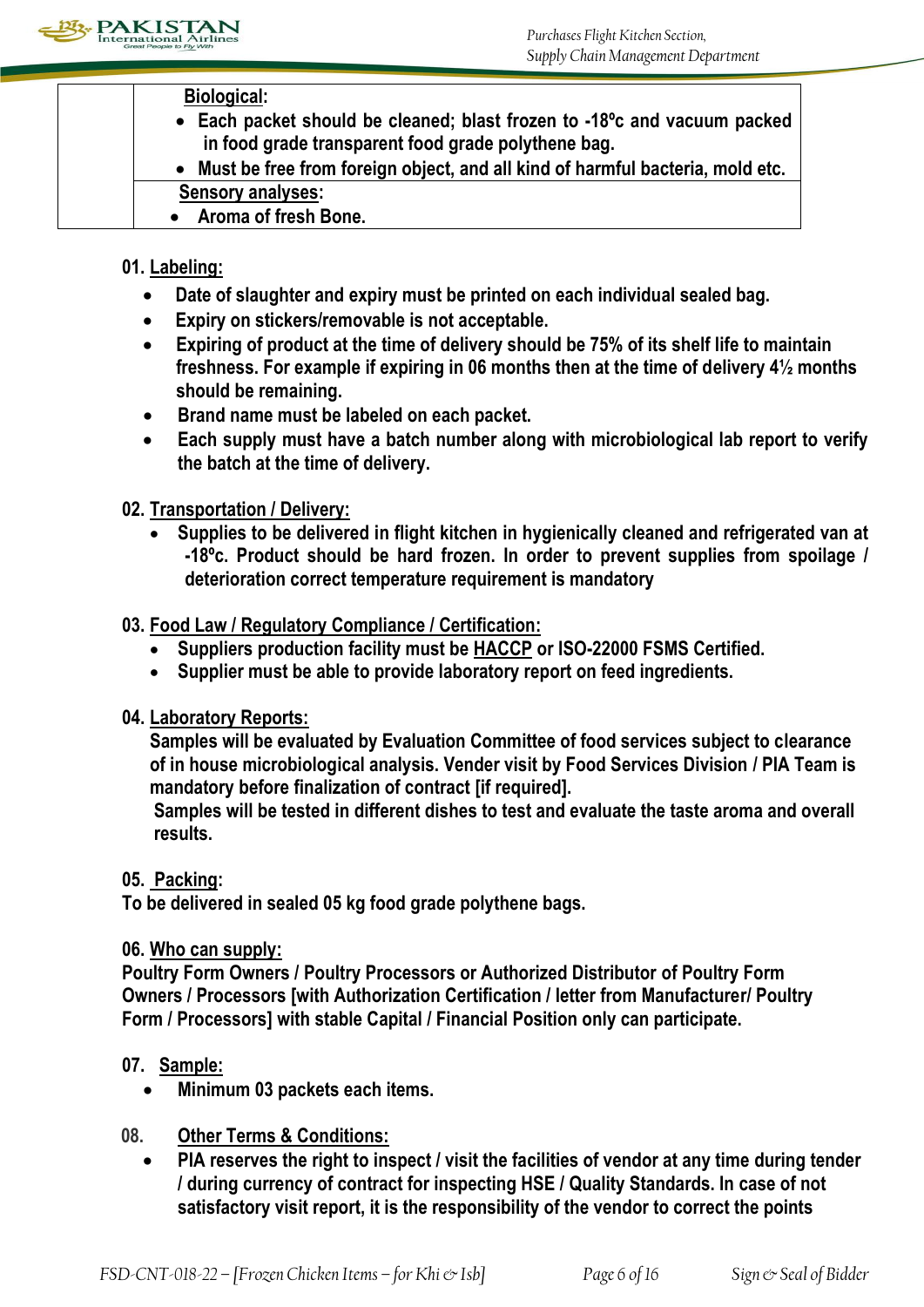| | |
|---|---|
| | **Biological:**<br>• Each packet should be cleaned; blast frozen to -18ºc and vacuum packed in food grade transparent food grade polythene bag.<br>• Must be free from foreign object, and all kind of harmful bacteria, mold etc. |
| | **Sensory analyses:**<br>• Aroma of fresh Bone. |

**01. Labeling:**

- Date of slaughter and expiry must be printed on each individual sealed bag.
- Expiry on stickers/removable is not acceptable.
- Expiring of product at the time of delivery should be 75% of its shelf life to maintain freshness. For example if expiring in 06 months then at the time of delivery 4½ months should be remaining.
- Brand name must be labeled on each packet.
- Each supply must have a batch number along with microbiological lab report to verify the batch at the time of delivery.

**02. Transportation / Delivery:**

- Supplies to be delivered in flight kitchen in hygienically cleaned and refrigerated van at -18ºc. Product should be hard frozen. In order to prevent supplies from spoilage / deterioration correct temperature requirement is mandatory

**03. Food Law / Regulatory Compliance / Certification:**

- Suppliers production facility must be HACCP or ISO-22000 FSMS Certified.
- Supplier must be able to provide laboratory report on feed ingredients.

**04. Laboratory Reports:**

Samples will be evaluated by Evaluation Committee of food services subject to clearance of in house microbiological analysis. Vender visit by Food Services Division / PIA Team is mandatory before finalization of contract [if required].

Samples will be tested in different dishes to test and evaluate the taste aroma and overall results.

**05. Packing:**

To be delivered in sealed 05 kg food grade polythene bags.

**06. Who can supply:**

Poultry Form Owners / Poultry Processors or Authorized Distributor of Poultry Form Owners / Processors [with Authorization Certification / letter from Manufacturer/ Poultry Form / Processors] with stable Capital / Financial Position only can participate.

**07. Sample:**

- Minimum 03 packets each items.

**08. Other Terms & Conditions:**

- PIA reserves the right to inspect / visit the facilities of vendor at any time during tender / during currency of contract for inspecting HSE / Quality Standards. In case of not satisfactory visit report, it is the responsibility of the vendor to correct the points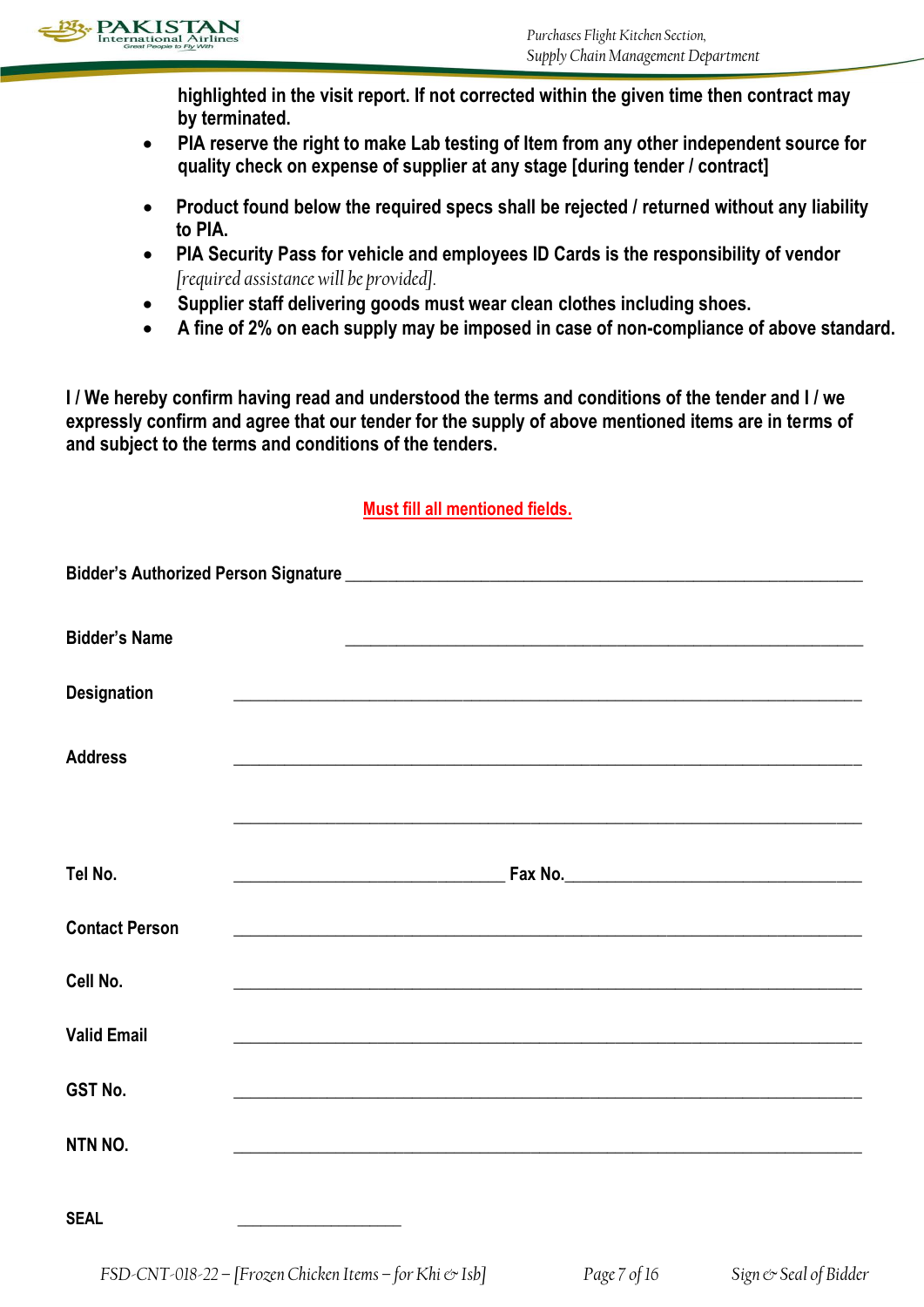**highlighted in the visit report. If not corrected within the given time then contract may by terminated.**

- **PIA reserve the right to make Lab testing of Item from any other independent source for quality check on expense of supplier at any stage [during tender / contract]**
- **Product found below the required specs shall be rejected / returned without any liability to PIA.**
- **PIA Security Pass for vehicle and employees ID Cards is the responsibility of vendor** *[required assistance will be provided].*
- **Supplier staff delivering goods must wear clean clothes including shoes.**
- **A fine of 2% on each supply may be imposed in case of non-compliance of above standard.**

**I / We hereby confirm having read and understood the terms and conditions of the tender and I / we expressly confirm and agree that our tender for the supply of above mentioned items are in terms of and subject to the terms and conditions of the tenders.**

**Must fill all mentioned fields.**

**Bidder's Authorized Person Signature** ____________________________________________

**Bidder's Name** ____________________________________________

**Designation** ____________________________________________

**Address** ____________________________________________

____________________________________________

**Tel No.** ______________________ **Fax No.** ______________________

**Contact Person** ____________________________________________

**Cell No.** ____________________________________________

**Valid Email** ____________________________________________

**GST No.** ____________________________________________

**NTN NO.** ____________________________________________

**SEAL** ______________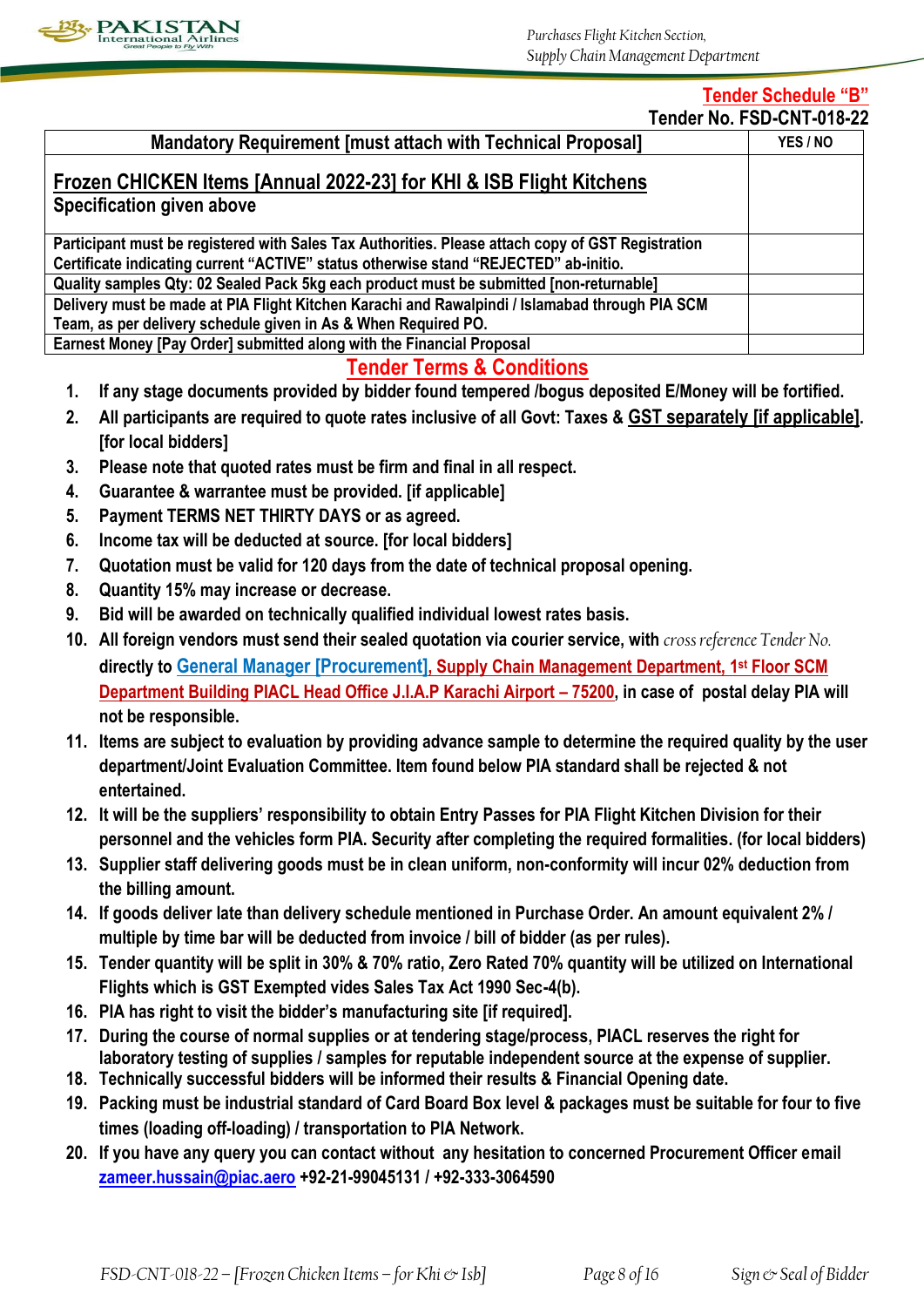## Tender Schedule "B"

**Tender No. FSD-CNT-018-22**

| Mandatory Requirement [must attach with Technical Proposal] | YES / NO |
|---|---|
| **Frozen CHICKEN Items [Annual 2022-23] for KHI & ISB Flight Kitchens**<br>Specification given above | |
| Participant must be registered with Sales Tax Authorities. Please attach copy of GST Registration Certificate indicating current "ACTIVE" status otherwise stand "REJECTED" ab-initio. | |
| Quality samples Qty: 02 Sealed Pack 5kg each product must be submitted [non-returnable] | |
| Delivery must be made at PIA Flight Kitchen Karachi and Rawalpindi / Islamabad through PIA SCM Team, as per delivery schedule given in As & When Required PO. | |
| Earnest Money [Pay Order] submitted along with the Financial Proposal | |

## Tender Terms & Conditions

1. If any stage documents provided by bidder found tempered /bogus deposited E/Money will be fortified.
2. All participants are required to quote rates inclusive of all Govt: Taxes & GST separately [if applicable]. [for local bidders]
3. Please note that quoted rates must be firm and final in all respect.
4. Guarantee & warrantee must be provided. [if applicable]
5. Payment TERMS NET THIRTY DAYS or as agreed.
6. Income tax will be deducted at source. [for local bidders]
7. Quotation must be valid for 120 days from the date of technical proposal opening.
8. Quantity 15% may increase or decrease.
9. Bid will be awarded on technically qualified individual lowest rates basis.
10. All foreign vendors must send their sealed quotation via courier service, with *cross reference Tender No.* directly to General Manager [Procurement], Supply Chain Management Department, 1st Floor SCM Department Building PIACL Head Office J.I.A.P Karachi Airport – 75200, in case of postal delay PIA will not be responsible.
11. Items are subject to evaluation by providing advance sample to determine the required quality by the user department/Joint Evaluation Committee. Item found below PIA standard shall be rejected & not entertained.
12. It will be the suppliers' responsibility to obtain Entry Passes for PIA Flight Kitchen Division for their personnel and the vehicles form PIA. Security after completing the required formalities. (for local bidders)
13. Supplier staff delivering goods must be in clean uniform, non-conformity will incur 02% deduction from the billing amount.
14. If goods deliver late than delivery schedule mentioned in Purchase Order. An amount equivalent 2% / multiple by time bar will be deducted from invoice / bill of bidder (as per rules).
15. Tender quantity will be split in 30% & 70% ratio, Zero Rated 70% quantity will be utilized on International Flights which is GST Exempted vides Sales Tax Act 1990 Sec-4(b).
16. PIA has right to visit the bidder's manufacturing site [if required].
17. During the course of normal supplies or at tendering stage/process, PIACL reserves the right for laboratory testing of supplies / samples for reputable independent source at the expense of supplier.
18. Technically successful bidders will be informed their results & Financial Opening date.
19. Packing must be industrial standard of Card Board Box level & packages must be suitable for four to five times (loading off-loading) / transportation to PIA Network.
20. If you have any query you can contact without any hesitation to concerned Procurement Officer email zameer.hussain@piac.aero +92-21-99045131 / +92-333-3064590

*Sign & Seal of Bidder*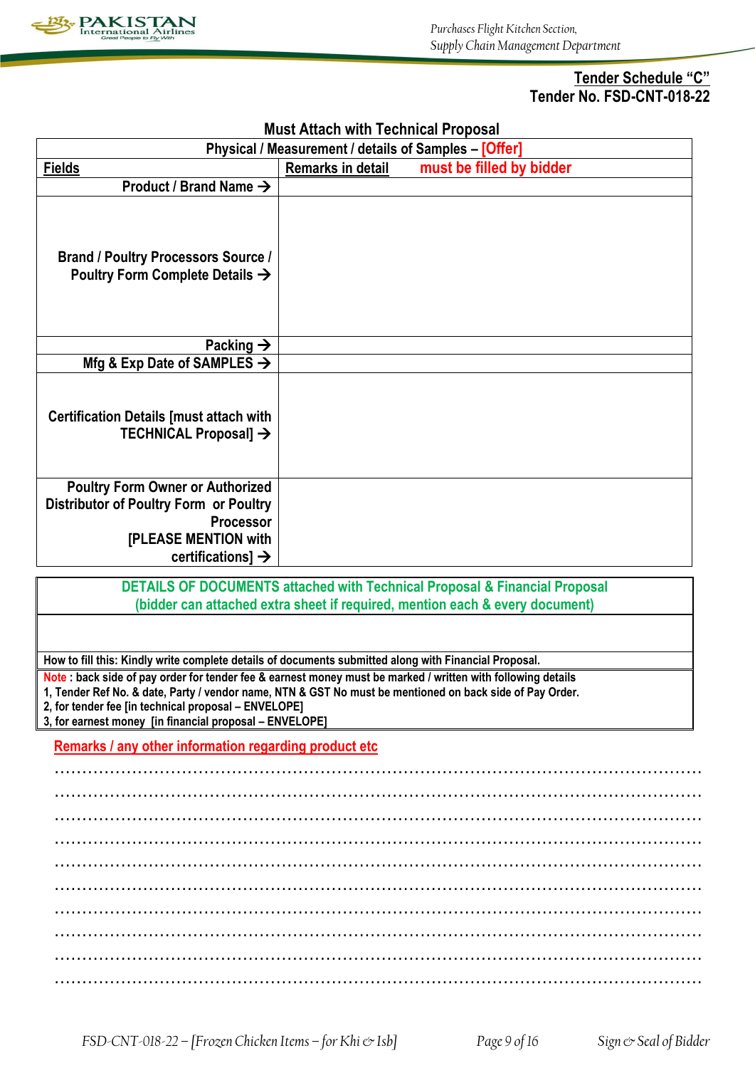**Tender Schedule "C"**
**Tender No. FSD-CNT-018-22**

## Must Attach with Technical Proposal

| Physical / Measurement / details of Samples – [Offer] | |
|---|---|
| **Fields** | **Remarks in detail** must be filled by bidder |
| Product / Brand Name → | |
| Brand / Poultry Processors Source / Poultry Form Complete Details → | |
| Packing → | |
| Mfg & Exp Date of SAMPLES → | |
| Certification Details [must attach with TECHNICAL Proposal] → | |
| Poultry Form Owner or Authorized Distributor of Poultry Form or Poultry Processor [PLEASE MENTION with certifications] → | |

| DETAILS OF DOCUMENTS attached with Technical Proposal & Financial Proposal (bidder can attached extra sheet if required, mention each & every document) |
|---|
| |
| How to fill this: Kindly write complete details of documents submitted along with Financial Proposal. |
| Note : back side of pay order for tender fee & earnest money must be marked / written with following details<br>1, Tender Ref No. & date, Party / vendor name, NTN & GST No must be mentioned on back side of Pay Order.<br>2, for tender fee [in technical proposal – ENVELOPE]<br>3, for earnest money [in financial proposal – ENVELOPE] |

**Remarks / any other information regarding product etc**

……………………………………………………………………………………………………

……………………………………………………………………………………………………

……………………………………………………………………………………………………

……………………………………………………………………………………………………

……………………………………………………………………………………………………

……………………………………………………………………………………………………

……………………………………………………………………………………………………

……………………………………………………………………………………………………

……………………………………………………………………………………………………

……………………………………………………………………………………………………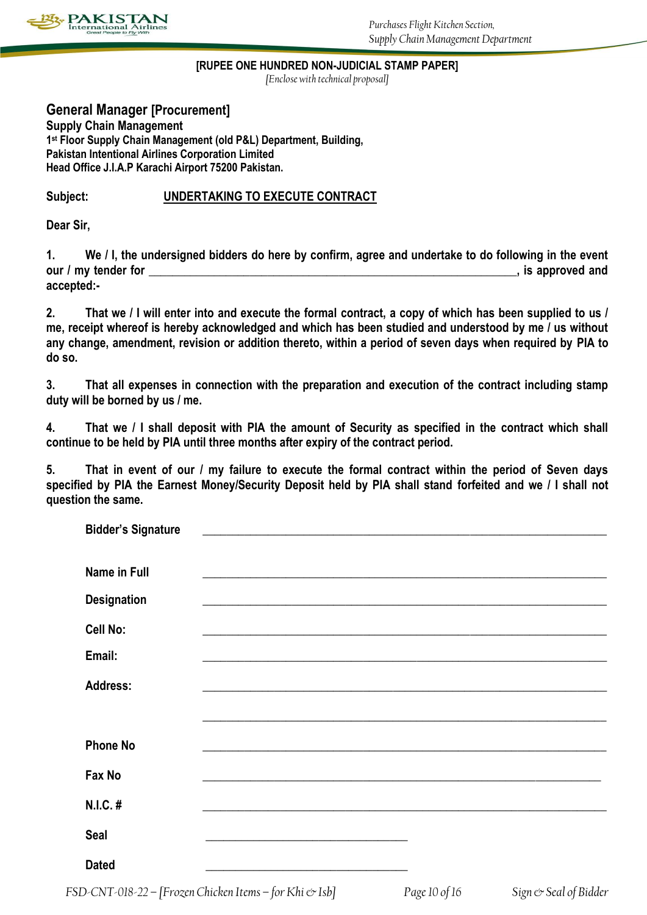**[RUPEE ONE HUNDRED NON-JUDICIAL STAMP PAPER]**

*[Enclose with technical proposal]*

**General Manager [Procurement]**
**Supply Chain Management**
**1st Floor Supply Chain Management (old P&L) Department, Building,**
**Pakistan Intentional Airlines Corporation Limited**
**Head Office J.I.A.P Karachi Airport 75200 Pakistan.**

**Subject: UNDERTAKING TO EXECUTE CONTRACT**

**Dear Sir,**

**1. We / I, the undersigned bidders do here by confirm, agree and undertake to do following in the event our / my tender for ________________________________________________, is approved and accepted:-**

**2. That we / I will enter into and execute the formal contract, a copy of which has been supplied to us / me, receipt whereof is hereby acknowledged and which has been studied and understood by me / us without any change, amendment, revision or addition thereto, within a period of seven days when required by PIA to do so.**

**3. That all expenses in connection with the preparation and execution of the contract including stamp duty will be borned by us / me.**

**4. That we / I shall deposit with PIA the amount of Security as specified in the contract which shall continue to be held by PIA until three months after expiry of the contract period.**

**5. That in event of our / my failure to execute the formal contract within the period of Seven days specified by PIA the Earnest Money/Security Deposit held by PIA shall stand forfeited and we / I shall not question the same.**

**Bidder's Signature** ________________________________________

**Name in Full** ________________________________________

**Designation** ________________________________________

**Cell No:** ________________________________________

**Email:** ________________________________________

**Address:** ________________________________________

________________________________________

**Phone No** ________________________________________

**Fax No** ________________________________________

**N.I.C. #** ________________________________________

**Seal** ____________________

**Dated** ____________________

FSD-CNT-018-22 – [Frozen Chicken Items – for Khi & Isb] Sign & Seal of Bidder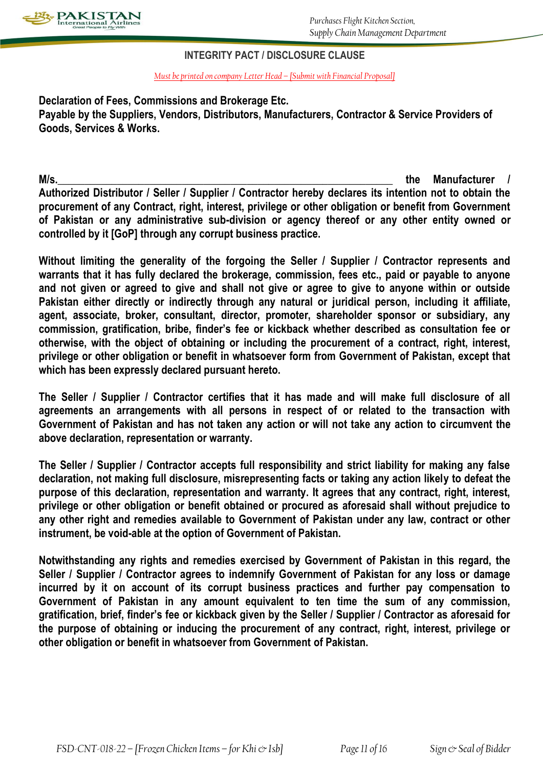## INTEGRITY PACT / DISCLOSURE CLAUSE

*Must be printed on company Letter Head – [Submit with Financial Proposal]*

**Declaration of Fees, Commissions and Brokerage Etc.**
**Payable by the Suppliers, Vendors, Distributors, Manufacturers, Contractor & Service Providers of Goods, Services & Works.**

**M/s.\_\_\_\_\_\_\_\_\_\_\_\_\_\_\_\_\_\_\_\_\_\_\_\_\_\_\_\_\_\_\_\_\_\_\_\_\_\_\_\_\_\_\_\_\_\_\_\_\_\_\_\_\_\_\_\_\_\_\_\_ the Manufacturer / Authorized Distributor / Seller / Supplier / Contractor hereby declares its intention not to obtain the procurement of any Contract, right, interest, privilege or other obligation or benefit from Government of Pakistan or any administrative sub-division or agency thereof or any other entity owned or controlled by it [GoP] through any corrupt business practice.**

**Without limiting the generality of the forgoing the Seller / Supplier / Contractor represents and warrants that it has fully declared the brokerage, commission, fees etc., paid or payable to anyone and not given or agreed to give and shall not give or agree to give to anyone within or outside Pakistan either directly or indirectly through any natural or juridical person, including it affiliate, agent, associate, broker, consultant, director, promoter, shareholder sponsor or subsidiary, any commission, gratification, bribe, finder's fee or kickback whether described as consultation fee or otherwise, with the object of obtaining or including the procurement of a contract, right, interest, privilege or other obligation or benefit in whatsoever form from Government of Pakistan, except that which has been expressly declared pursuant hereto.**

**The Seller / Supplier / Contractor certifies that it has made and will make full disclosure of all agreements an arrangements with all persons in respect of or related to the transaction with Government of Pakistan and has not taken any action or will not take any action to circumvent the above declaration, representation or warranty.**

**The Seller / Supplier / Contractor accepts full responsibility and strict liability for making any false declaration, not making full disclosure, misrepresenting facts or taking any action likely to defeat the purpose of this declaration, representation and warranty. It agrees that any contract, right, interest, privilege or other obligation or benefit obtained or procured as aforesaid shall without prejudice to any other right and remedies available to Government of Pakistan under any law, contract or other instrument, be void-able at the option of Government of Pakistan.**

**Notwithstanding any rights and remedies exercised by Government of Pakistan in this regard, the Seller / Supplier / Contractor agrees to indemnify Government of Pakistan for any loss or damage incurred by it on account of its corrupt business practices and further pay compensation to Government of Pakistan in any amount equivalent to ten time the sum of any commission, gratification, brief, finder's fee or kickback given by the Seller / Supplier / Contractor as aforesaid for the purpose of obtaining or inducing the procurement of any contract, right, interest, privilege or other obligation or benefit in whatsoever from Government of Pakistan.**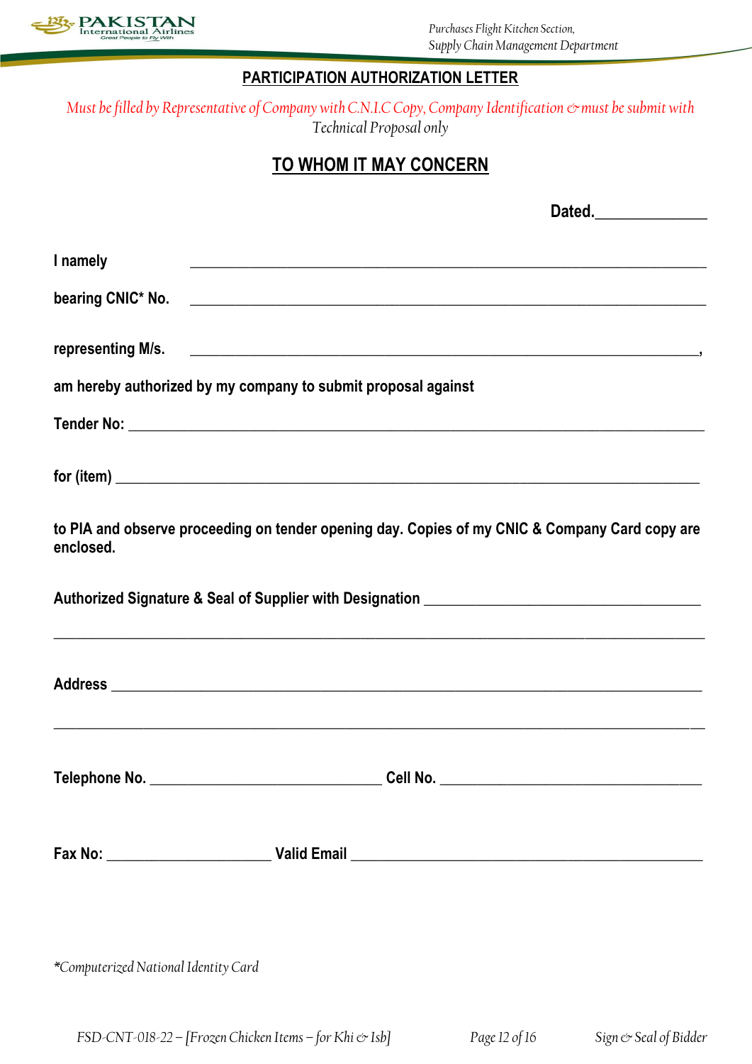## PARTICIPATION AUTHORIZATION LETTER

*Must be filled by Representative of Company with C.N.I.C Copy, Company Identification & must be submit with Technical Proposal only*

## TO WHOM IT MAY CONCERN

**Dated.______________**

**I namely** ______________________________________________________________________

**bearing CNIC* No.** ______________________________________________________________________

**representing M/s.** ______________________________________________________________________,

**am hereby authorized by my company to submit proposal against**

**Tender No:** ______________________________________________________________________

**for (item)** ______________________________________________________________________

**to PIA and observe proceeding on tender opening day. Copies of my CNIC & Company Card copy are enclosed.**

**Authorized Signature & Seal of Supplier with Designation** ____________________________________

______________________________________________________________________________

**Address** ______________________________________________________________________

______________________________________________________________________________

**Telephone No.** ______________________________ **Cell No.** __________________________________

**Fax No:** _____________________ **Valid Email** __________________________________________

*\*Computerized National Identity Card*

FSD-CNT-018-22 – [Frozen Chicken Items – for Khi & Isb] — Sign & Seal of Bidder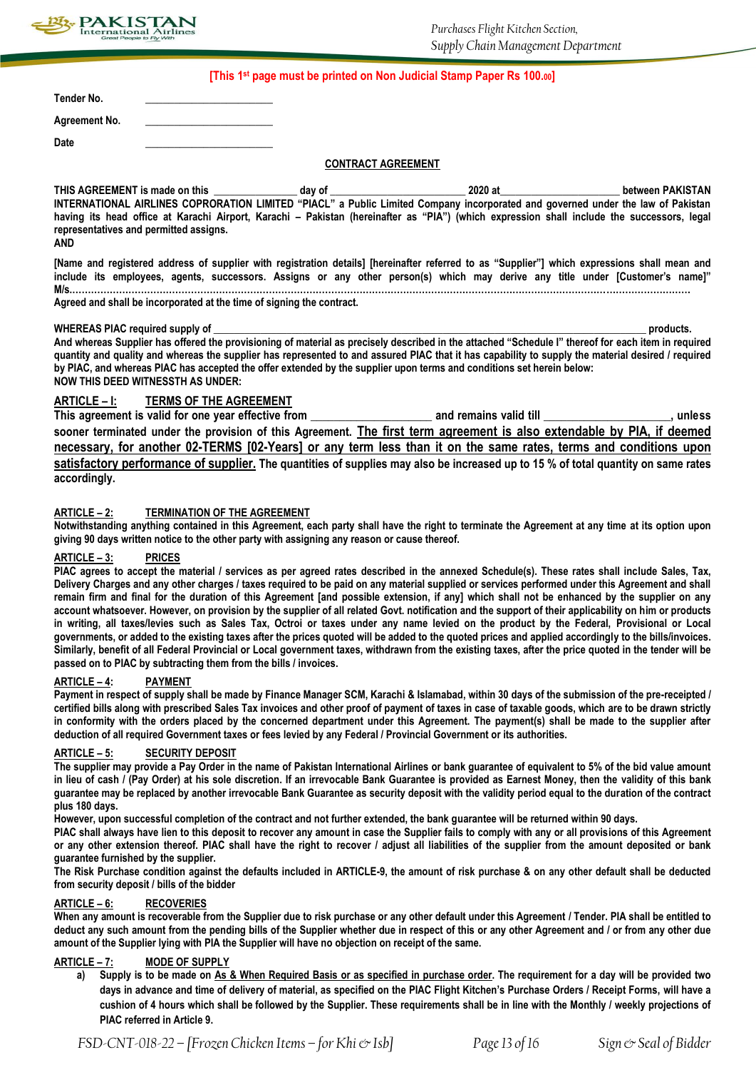**[This 1st page must be printed on Non Judicial Stamp Paper Rs 100.00]**

**Tender No.** ______________________

**Agreement No.** ______________________

**Date** ______________________

## CONTRACT AGREEMENT

**THIS AGREEMENT is made on this ______________ day of ______________________ 2020 at ____________________ between PAKISTAN INTERNATIONAL AIRLINES COPRORATION LIMITED "PIACL" a Public Limited Company incorporated and governed under the law of Pakistan having its head office at Karachi Airport, Karachi – Pakistan (hereinafter as "PIA") (which expression shall include the successors, legal representatives and permitted assigns.**

**AND**

**[Name and registered address of supplier with registration details] [hereinafter referred to as "Supplier"] which expressions shall mean and include its employees, agents, successors. Assigns or any other person(s) which may derive any title under [Customer's name]" M/s.............................................................................................................................................................................................**

**Agreed and shall be incorporated at the time of signing the contract.**

**WHEREAS PIAC required supply of ______________________________________________________________ products.**

**And whereas Supplier has offered the provisioning of material as precisely described in the attached "Schedule I" thereof for each item in required quantity and quality and whereas the supplier has represented to and assured PIAC that it has capability to supply the material desired / required by PIAC, and whereas PIAC has accepted the offer extended by the supplier upon terms and conditions set herein below:**

**NOW THIS DEED WITNESSTH AS UNDER:**

### ARTICLE – I: TERMS OF THE AGREEMENT

**This agreement is valid for one year effective from ____________________ and remains valid till ____________________, unless sooner terminated under the provision of this Agreement. The first term agreement is also extendable by PIA, if deemed necessary, for another 02-TERMS [02-Years] or any term less than it on the same rates, terms and conditions upon satisfactory performance of supplier. The quantities of supplies may also be increased up to 15 % of total quantity on same rates accordingly.**

### ARTICLE – 2: TERMINATION OF THE AGREEMENT

**Notwithstanding anything contained in this Agreement, each party shall have the right to terminate the Agreement at any time at its option upon giving 90 days written notice to the other party with assigning any reason or cause thereof.**

### ARTICLE – 3: PRICES

**PIAC agrees to accept the material / services as per agreed rates described in the annexed Schedule(s). These rates shall include Sales, Tax, Delivery Charges and any other charges / taxes required to be paid on any material supplied or services performed under this Agreement and shall remain firm and final for the duration of this Agreement [and possible extension, if any] which shall not be enhanced by the supplier on any account whatsoever. However, on provision by the supplier of all related Govt. notification and the support of their applicability on him or products in writing, all taxes/levies such as Sales Tax, Octroi or taxes under any name levied on the product by the Federal, Provisional or Local governments, or added to the existing taxes after the prices quoted will be added to the quoted prices and applied accordingly to the bills/invoices. Similarly, benefit of all Federal Provincial or Local government taxes, withdrawn from the existing taxes, after the price quoted in the tender will be passed on to PIAC by subtracting them from the bills / invoices.**

### ARTICLE – 4: PAYMENT

**Payment in respect of supply shall be made by Finance Manager SCM, Karachi & Islamabad, within 30 days of the submission of the pre-receipted / certified bills along with prescribed Sales Tax invoices and other proof of payment of taxes in case of taxable goods, which are to be drawn strictly in conformity with the orders placed by the concerned department under this Agreement. The payment(s) shall be made to the supplier after deduction of all required Government taxes or fees levied by any Federal / Provincial Government or its authorities.**

### ARTICLE – 5: SECURITY DEPOSIT

**The supplier may provide a Pay Order in the name of Pakistan International Airlines or bank guarantee of equivalent to 5% of the bid value amount in lieu of cash / (Pay Order) at his sole discretion. If an irrevocable Bank Guarantee is provided as Earnest Money, then the validity of this bank guarantee may be replaced by another irrevocable Bank Guarantee as security deposit with the validity period equal to the duration of the contract plus 180 days.**

**However, upon successful completion of the contract and not further extended, the bank guarantee will be returned within 90 days.**

**PIAC shall always have lien to this deposit to recover any amount in case the Supplier fails to comply with any or all provisions of this Agreement or any other extension thereof. PIAC shall have the right to recover / adjust all liabilities of the supplier from the amount deposited or bank guarantee furnished by the supplier.**

**The Risk Purchase condition against the defaults included in ARTICLE-9, the amount of risk purchase & on any other default shall be deducted from security deposit / bills of the bidder**

### ARTICLE – 6: RECOVERIES

**When any amount is recoverable from the Supplier due to risk purchase or any other default under this Agreement / Tender. PIA shall be entitled to deduct any such amount from the pending bills of the Supplier whether due in respect of this or any other Agreement and / or from any other due amount of the Supplier lying with PIA the Supplier will have no objection on receipt of the same.**

### ARTICLE – 7: MODE OF SUPPLY

a) **Supply is to be made on As & When Required Basis or as specified in purchase order. The requirement for a day will be provided two days in advance and time of delivery of material, as specified on the PIAC Flight Kitchen's Purchase Orders / Receipt Forms, will have a cushion of 4 hours which shall be followed by the Supplier. These requirements shall be in line with the Monthly / weekly projections of PIAC referred in Article 9.**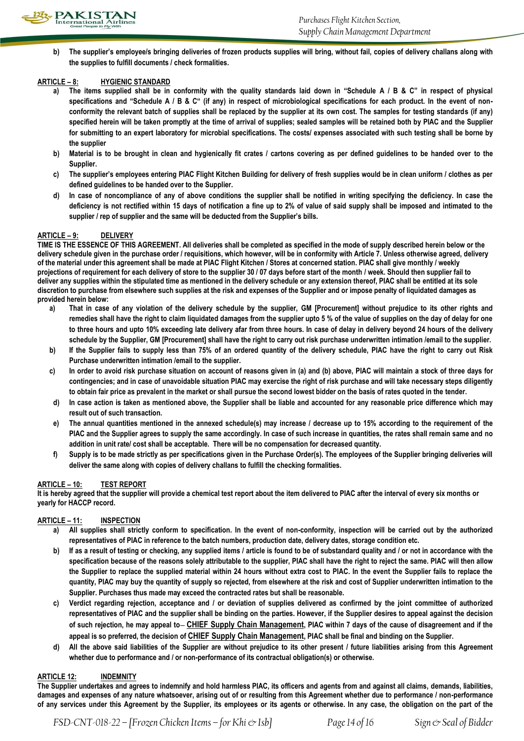b) **The supplier's employee/s bringing deliveries of frozen products supplies will bring, without fail, copies of delivery challans along with the supplies to fulfill documents / check formalities.**

**ARTICLE – 8: HYGIENIC STANDARD**

a) **The items supplied shall be in conformity with the quality standards laid down in "Schedule A / B & C" in respect of physical specifications and "Schedule A / B & C" (if any) in respect of microbiological specifications for each product. In the event of non-conformity the relevant batch of supplies shall be replaced by the supplier at its own cost. The samples for testing standards (if any) specified herein will be taken promptly at the time of arrival of supplies; sealed samples will be retained both by PIAC and the Supplier for submitting to an expert laboratory for microbial specifications. The costs/ expenses associated with such testing shall be borne by the supplier**

b) **Material is to be brought in clean and hygienically fit crates / cartons covering as per defined guidelines to be handed over to the Supplier.**

c) **The supplier's employees entering PIAC Flight Kitchen Building for delivery of fresh supplies would be in clean uniform / clothes as per defined guidelines to be handed over to the Supplier.**

d) **In case of noncompliance of any of above conditions the supplier shall be notified in writing specifying the deficiency. In case the deficiency is not rectified within 15 days of notification a fine up to 2% of value of said supply shall be imposed and intimated to the supplier / rep of supplier and the same will be deducted from the Supplier's bills.**

**ARTICLE – 9: DELIVERY**

**TIME IS THE ESSENCE OF THIS AGREEMENT. All deliveries shall be completed as specified in the mode of supply described herein below or the delivery schedule given in the purchase order / requisitions, which however, will be in conformity with Article 7. Unless otherwise agreed, delivery of the material under this agreement shall be made at PIAC Flight Kitchen / Stores at concerned station. PIAC shall give monthly / weekly projections of requirement for each delivery of store to the supplier 30 / 07 days before start of the month / week. Should then supplier fail to deliver any supplies within the stipulated time as mentioned in the delivery schedule or any extension thereof, PIAC shall be entitled at its sole discretion to purchase from elsewhere such supplies at the risk and expenses of the Supplier and or impose penalty of liquidated damages as provided herein below:**

a) **That in case of any violation of the delivery schedule by the supplier, GM [Procurement] without prejudice to its other rights and remedies shall have the right to claim liquidated damages from the supplier upto 5 % of the value of supplies on the day of delay for one to three hours and upto 10% exceeding late delivery afar from three hours. In case of delay in delivery beyond 24 hours of the delivery schedule by the Supplier, GM [Procurement] shall have the right to carry out risk purchase underwritten intimation /email to the supplier.**

b) **If the Supplier fails to supply less than 75% of an ordered quantity of the delivery schedule, PIAC have the right to carry out Risk Purchase underwritten intimation /email to the supplier.**

c) **In order to avoid risk purchase situation on account of reasons given in (a) and (b) above, PIAC will maintain a stock of three days for contingencies; and in case of unavoidable situation PIAC may exercise the right of risk purchase and will take necessary steps diligently to obtain fair price as prevalent in the market or shall pursue the second lowest bidder on the basis of rates quoted in the tender.**

d) **In case action is taken as mentioned above, the Supplier shall be liable and accounted for any reasonable price difference which may result out of such transaction.**

e) **The annual quantities mentioned in the annexed schedule(s) may increase / decrease up to 15% according to the requirement of the PIAC and the Supplier agrees to supply the same accordingly. In case of such increase in quantities, the rates shall remain same and no addition in unit rate/ cost shall be acceptable. There will be no compensation for decreased quantity.**

f) **Supply is to be made strictly as per specifications given in the Purchase Order(s). The employees of the Supplier bringing deliveries will deliver the same along with copies of delivery challans to fulfill the checking formalities.**

**ARTICLE – 10: TEST REPORT**

**It is hereby agreed that the supplier will provide a chemical test report about the item delivered to PIAC after the interval of every six months or yearly for HACCP record.**

**ARTICLE – 11: INSPECTION**

a) **All supplies shall strictly conform to specification. In the event of non-conformity, inspection will be carried out by the authorized representatives of PIAC in reference to the batch numbers, production date, delivery dates, storage condition etc.**

b) **If as a result of testing or checking, any supplied items / article is found to be of substandard quality and / or not in accordance with the specification because of the reasons solely attributable to the supplier, PIAC shall have the right to reject the same. PIAC will then allow the Supplier to replace the supplied material within 24 hours without extra cost to PIAC. In the event the Supplier fails to replace the quantity, PIAC may buy the quantity of supply so rejected, from elsewhere at the risk and cost of Supplier underwritten intimation to the Supplier. Purchases thus made may exceed the contracted rates but shall be reasonable.**

c) **Verdict regarding rejection, acceptance and / or deviation of supplies delivered as confirmed by the joint committee of authorized representatives of PIAC and the supplier shall be binding on the parties. However, if the Supplier desires to appeal against the decision of such rejection, he may appeal to– <u>CHIEF Supply Chain Management</u>, PIAC within 7 days of the cause of disagreement and if the appeal is so preferred, the decision of <u>CHIEF Supply Chain Management</u>, PIAC shall be final and binding on the Supplier.**

d) **All the above said liabilities of the Supplier are without prejudice to its other present / future liabilities arising from this Agreement whether due to performance and / or non-performance of its contractual obligation(s) or otherwise.**

**ARTICLE 12: INDEMNITY**

**The Supplier undertakes and agrees to indemnify and hold harmless PIAC, its officers and agents from and against all claims, demands, liabilities, damages and expenses of any nature whatsoever, arising out of or resulting from this Agreement whether due to performance / non-performance of any services under this Agreement by the Supplier, its employees or its agents or otherwise. In any case, the obligation on the part of the**

*FSD-CNT-018-22 – [Frozen Chicken Items – for Khi & Isb]* *Sign & Seal of Bidder*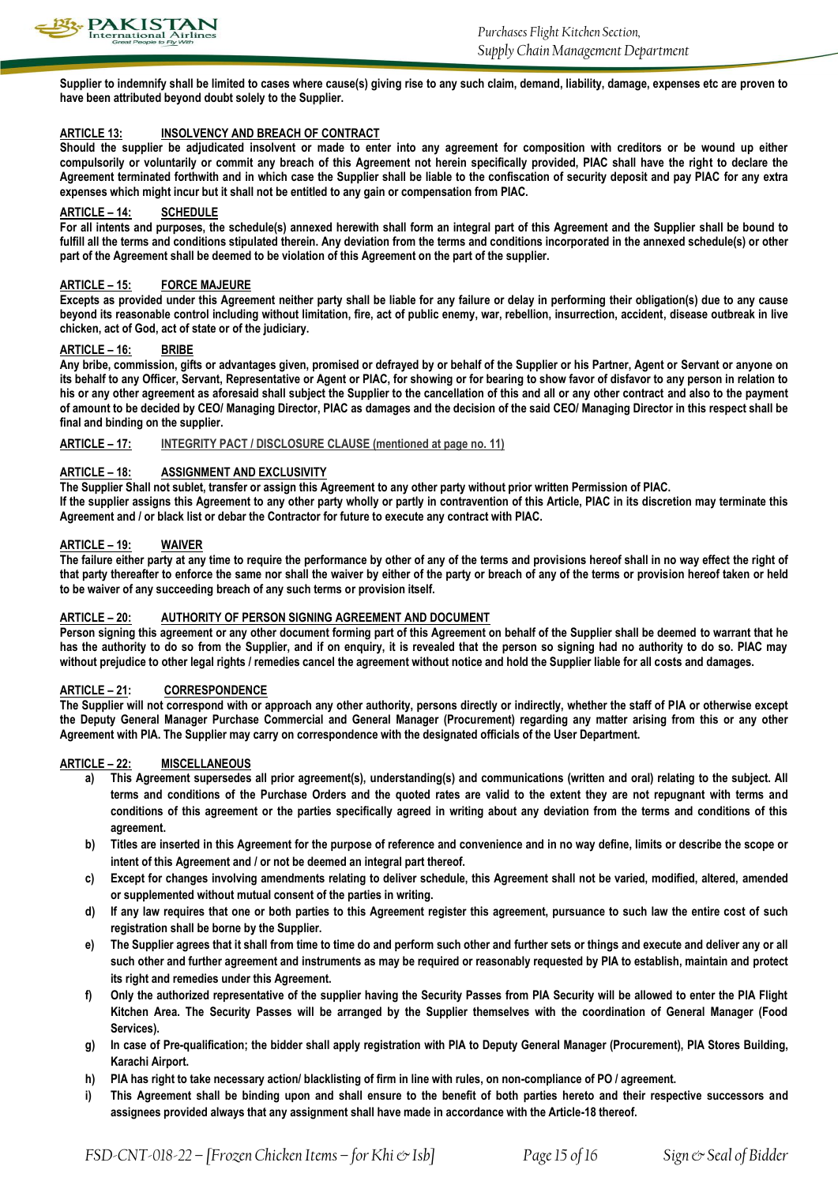**Supplier to indemnify shall be limited to cases where cause(s) giving rise to any such claim, demand, liability, damage, expenses etc are proven to have been attributed beyond doubt solely to the Supplier.**

**ARTICLE 13: INSOLVENCY AND BREACH OF CONTRACT**

**Should the supplier be adjudicated insolvent or made to enter into any agreement for composition with creditors or be wound up either compulsorily or voluntarily or commit any breach of this Agreement not herein specifically provided, PIAC shall have the right to declare the Agreement terminated forthwith and in which case the Supplier shall be liable to the confiscation of security deposit and pay PIAC for any extra expenses which might incur but it shall not be entitled to any gain or compensation from PIAC.**

**ARTICLE – 14: SCHEDULE**

**For all intents and purposes, the schedule(s) annexed herewith shall form an integral part of this Agreement and the Supplier shall be bound to fulfill all the terms and conditions stipulated therein. Any deviation from the terms and conditions incorporated in the annexed schedule(s) or other part of the Agreement shall be deemed to be violation of this Agreement on the part of the supplier.**

**ARTICLE – 15: FORCE MAJEURE**

**Excepts as provided under this Agreement neither party shall be liable for any failure or delay in performing their obligation(s) due to any cause beyond its reasonable control including without limitation, fire, act of public enemy, war, rebellion, insurrection, accident, disease outbreak in live chicken, act of God, act of state or of the judiciary.**

**ARTICLE – 16: BRIBE**

**Any bribe, commission, gifts or advantages given, promised or defrayed by or behalf of the Supplier or his Partner, Agent or Servant or anyone on its behalf to any Officer, Servant, Representative or Agent or PIAC, for showing or for bearing to show favor of disfavor to any person in relation to his or any other agreement as aforesaid shall subject the Supplier to the cancellation of this and all or any other contract and also to the payment of amount to be decided by CEO/ Managing Director, PIAC as damages and the decision of the said CEO/ Managing Director in this respect shall be final and binding on the supplier.**

**ARTICLE – 17: INTEGRITY PACT / DISCLOSURE CLAUSE (mentioned at page no. 11)**

**ARTICLE – 18: ASSIGNMENT AND EXCLUSIVITY**

**The Supplier Shall not sublet, transfer or assign this Agreement to any other party without prior written Permission of PIAC.**
**If the supplier assigns this Agreement to any other party wholly or partly in contravention of this Article, PIAC in its discretion may terminate this Agreement and / or black list or debar the Contractor for future to execute any contract with PIAC.**

**ARTICLE – 19: WAIVER**

**The failure either party at any time to require the performance by other of any of the terms and provisions hereof shall in no way effect the right of that party thereafter to enforce the same nor shall the waiver by either of the party or breach of any of the terms or provision hereof taken or held to be waiver of any succeeding breach of any such terms or provision itself.**

**ARTICLE – 20: AUTHORITY OF PERSON SIGNING AGREEMENT AND DOCUMENT**

**Person signing this agreement or any other document forming part of this Agreement on behalf of the Supplier shall be deemed to warrant that he has the authority to do so from the Supplier, and if on enquiry, it is revealed that the person so signing had no authority to do so. PIAC may without prejudice to other legal rights / remedies cancel the agreement without notice and hold the Supplier liable for all costs and damages.**

**ARTICLE – 21: CORRESPONDENCE**

**The Supplier will not correspond with or approach any other authority, persons directly or indirectly, whether the staff of PIA or otherwise except the Deputy General Manager Purchase Commercial and General Manager (Procurement) regarding any matter arising from this or any other Agreement with PIA. The Supplier may carry on correspondence with the designated officials of the User Department.**

**ARTICLE – 22: MISCELLANEOUS**

**a)** **This Agreement supersedes all prior agreement(s), understanding(s) and communications (written and oral) relating to the subject. All terms and conditions of the Purchase Orders and the quoted rates are valid to the extent they are not repugnant with terms and conditions of this agreement or the parties specifically agreed in writing about any deviation from the terms and conditions of this agreement.**

**b)** **Titles are inserted in this Agreement for the purpose of reference and convenience and in no way define, limits or describe the scope or intent of this Agreement and / or not be deemed an integral part thereof.**

**c)** **Except for changes involving amendments relating to deliver schedule, this Agreement shall not be varied, modified, altered, amended or supplemented without mutual consent of the parties in writing.**

**d)** **If any law requires that one or both parties to this Agreement register this agreement, pursuance to such law the entire cost of such registration shall be borne by the Supplier.**

**e)** **The Supplier agrees that it shall from time to time do and perform such other and further sets or things and execute and deliver any or all such other and further agreement and instruments as may be required or reasonably requested by PIA to establish, maintain and protect its right and remedies under this Agreement.**

**f)** **Only the authorized representative of the supplier having the Security Passes from PIA Security will be allowed to enter the PIA Flight Kitchen Area. The Security Passes will be arranged by the Supplier themselves with the coordination of General Manager (Food Services).**

**g)** **In case of Pre-qualification; the bidder shall apply registration with PIA to Deputy General Manager (Procurement), PIA Stores Building, Karachi Airport.**

**h)** **PIA has right to take necessary action/ blacklisting of firm in line with rules, on non-compliance of PO / agreement.**

**i)** **This Agreement shall be binding upon and shall ensure to the benefit of both parties hereto and their respective successors and assignees provided always that any assignment shall have made in accordance with the Article-18 thereof.**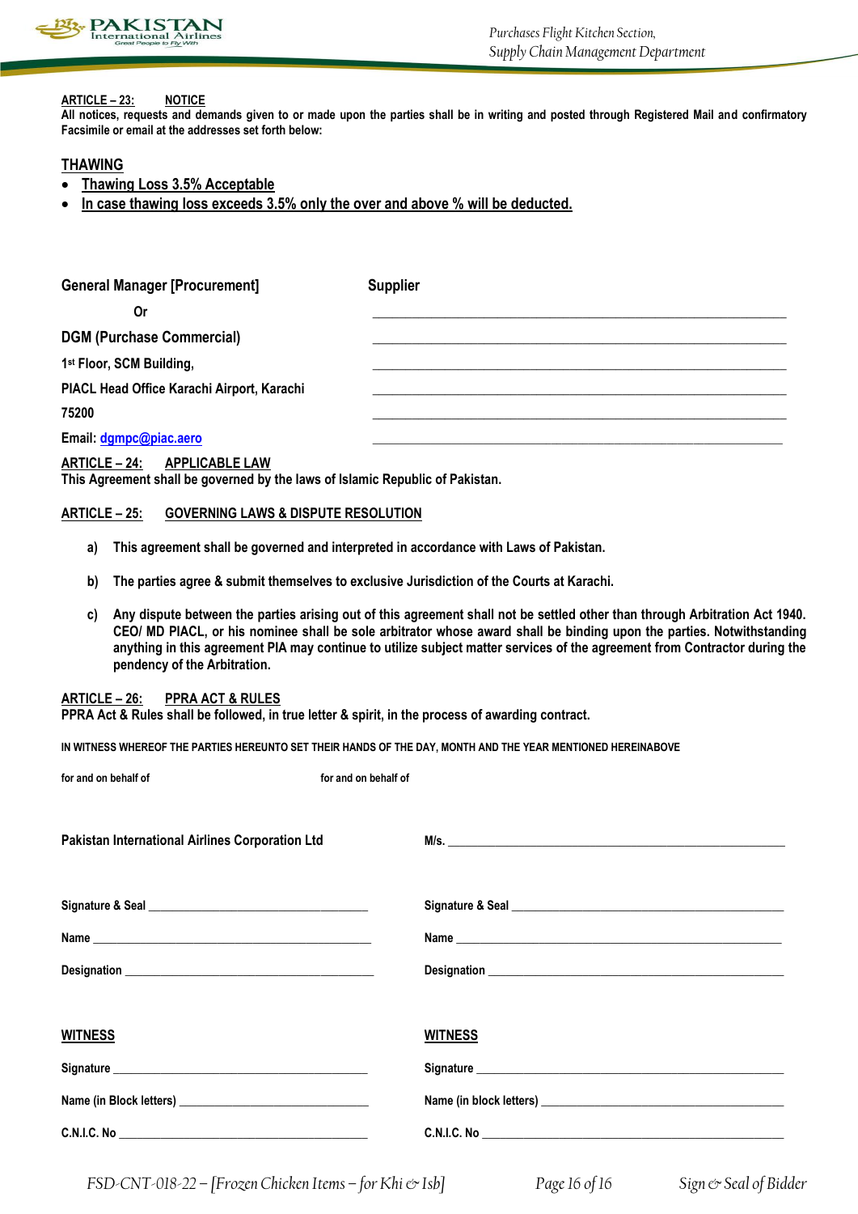**ARTICLE – 23: NOTICE**

**All notices, requests and demands given to or made upon the parties shall be in writing and posted through Registered Mail and confirmatory Facsimile or email at the addresses set forth below:**

**THAWING**

- **Thawing Loss 3.5% Acceptable**
- **In case thawing loss exceeds 3.5% only the over and above % will be deducted.**

| | |
|---|---|
| **General Manager [Procurement]** | **Supplier** |
| **Or** | ______________________________ |
| **DGM (Purchase Commercial)** | ______________________________ |
| **1st Floor, SCM Building,** | ______________________________ |
| **PIACL Head Office Karachi Airport, Karachi** | ______________________________ |
| **75200** | ______________________________ |
| **Email: dgmpc@piac.aero** | ______________________________ |

**ARTICLE – 24: APPLICABLE LAW**

**This Agreement shall be governed by the laws of Islamic Republic of Pakistan.**

**ARTICLE – 25: GOVERNING LAWS & DISPUTE RESOLUTION**

a) **This agreement shall be governed and interpreted in accordance with Laws of Pakistan.**

b) **The parties agree & submit themselves to exclusive Jurisdiction of the Courts at Karachi.**

c) **Any dispute between the parties arising out of this agreement shall not be settled other than through Arbitration Act 1940. CEO/ MD PIACL, or his nominee shall be sole arbitrator whose award shall be binding upon the parties. Notwithstanding anything in this agreement PIA may continue to utilize subject matter services of the agreement from Contractor during the pendency of the Arbitration.**

**ARTICLE – 26: PPRA ACT & RULES**

**PPRA Act & Rules shall be followed, in true letter & spirit, in the process of awarding contract.**

**IN WITNESS WHEREOF THE PARTIES HEREUNTO SET THEIR HANDS OF THE DAY, MONTH AND THE YEAR MENTIONED HEREINABOVE**

| | |
|---|---|
| **for and on behalf of** | **for and on behalf of** |
| **Pakistan International Airlines Corporation Ltd** | **M/s.** ______________________________ |
| **Signature & Seal** ______________________ | **Signature & Seal** ______________________ |
| **Name** ______________________ | **Name** ______________________ |
| **Designation** ______________________ | **Designation** ______________________ |
| **WITNESS** | **WITNESS** |
| **Signature** ______________________ | **Signature** ______________________ |
| **Name (in Block letters)** ______________________ | **Name (in block letters)** ______________________ |
| **C.N.I.C. No** ______________________ | **C.N.I.C. No** ______________________ |